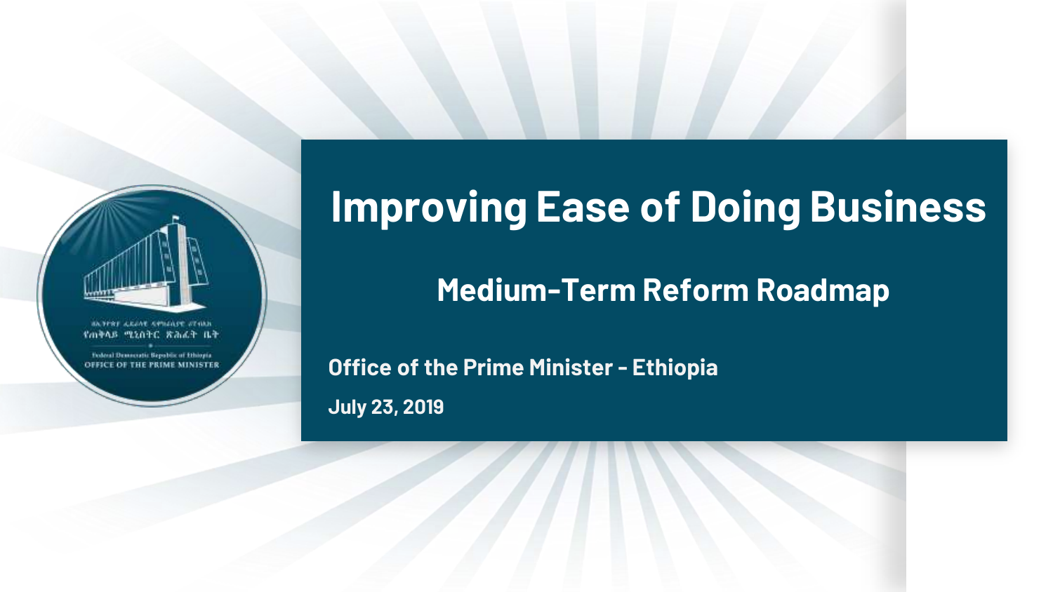# Improving Ease of Doing Business

## Medium-Term Reform Roadmap

**Office of the Prime Minister - Ethiopia**

**July 23, 2019**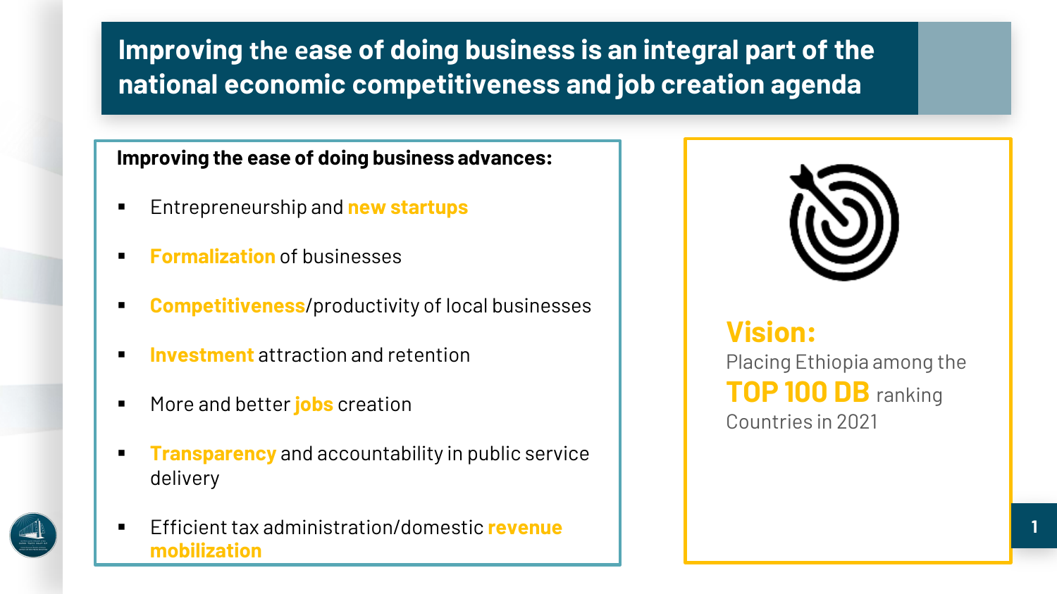# Improving the ease of doing business is an integral part of the national economic competitiveness and job creation agenda

**Improving the ease of doing business advances:**

- Entrepreneurship and **new startups**
- **Formalization** of businesses
- **Competitiveness**/productivity of local businesses
- **Investment** attraction and retention
- More and better **jobs** creation
- **Transparency** and accountability in public service delivery
- Efficient tax administration/domestic **revenue mobilization**

**Vision:**

Placing Ethiopia among the **TOP 100 DB** ranking Countries in 2021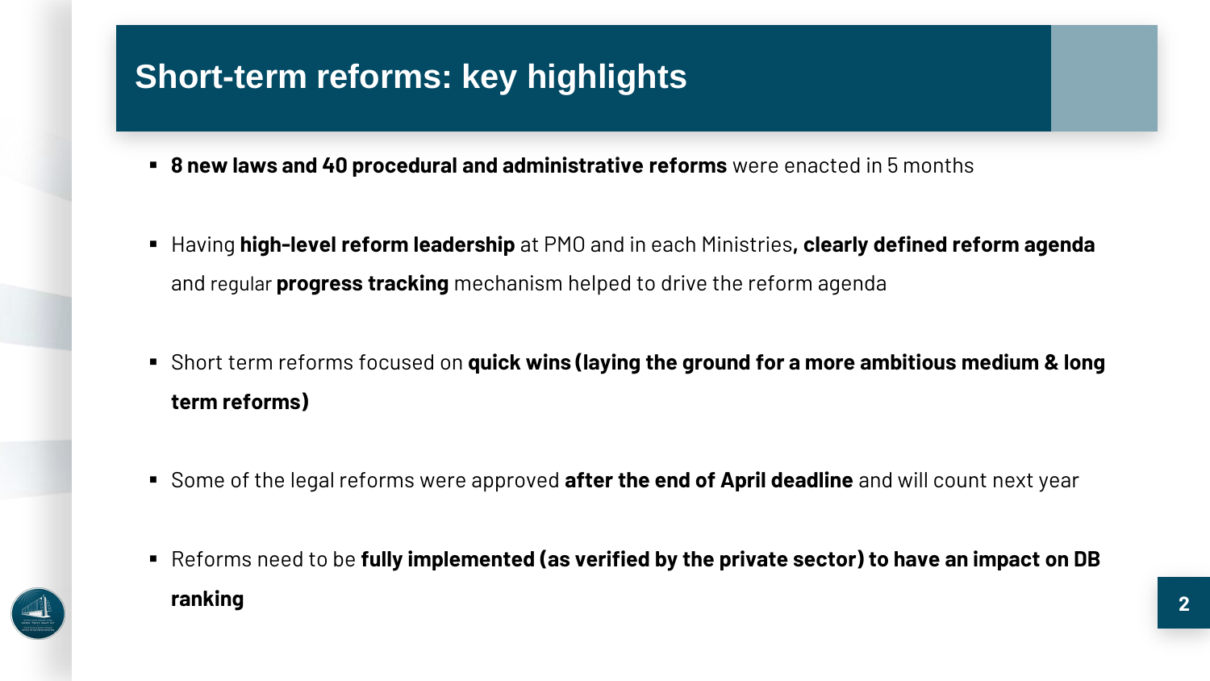# Short-term reforms: key highlights

- **8 new laws and 40 procedural and administrative reforms** were enacted in 5 months
- Having **high-level reform leadership** at PMO and in each Ministries**, clearly defined reform agenda** and regular **progress tracking** mechanism helped to drive the reform agenda
- Short term reforms focused on **quick wins (laying the ground for a more ambitious medium & long term reforms)**
- Some of the legal reforms were approved **after the end of April deadline** and will count next year
- Reforms need to be **fully implemented (as verified by the private sector) to have an impact on DB ranking**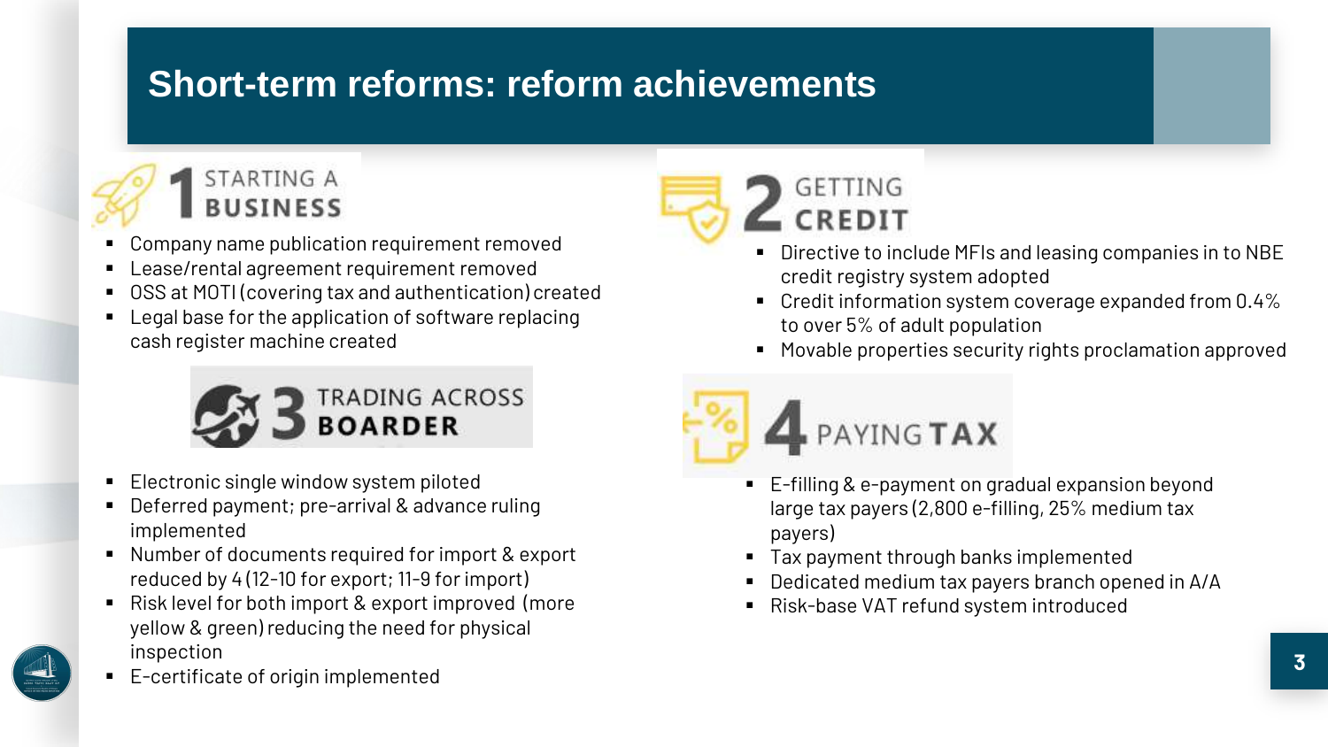# Short-term reforms: reform achievements

## 1 STARTING A BUSINESS

- Company name publication requirement removed
- Lease/rental agreement requirement removed
- OSS at MOTI (covering tax and authentication) created
- Legal base for the application of software replacing cash register machine created

## 2 GETTING CREDIT

- Directive to include MFIs and leasing companies in to NBE credit registry system adopted
- Credit information system coverage expanded from 0.4% to over 5% of adult population
- Movable properties security rights proclamation approved

## 3 TRADING ACROSS BOARDER

- Electronic single window system piloted
- Deferred payment; pre-arrival & advance ruling implemented
- Number of documents required for import & export reduced by 4 (12-10 for export; 11-9 for import)
- Risk level for both import & export improved (more yellow & green) reducing the need for physical inspection
- E-certificate of origin implemented

## 4 PAYING TAX

- E-filling & e-payment on gradual expansion beyond large tax payers (2,800 e-filling, 25% medium tax payers)
- Tax payment through banks implemented
- Dedicated medium tax payers branch opened in A/A
- Risk-base VAT refund system introduced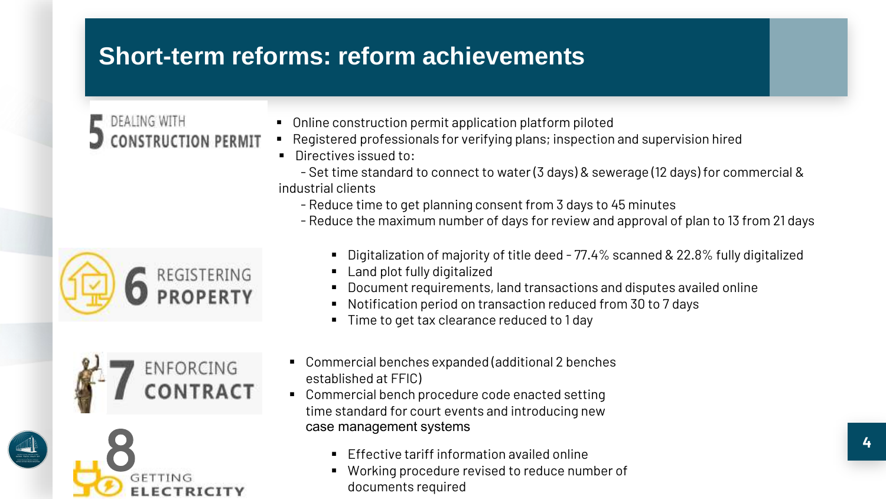# Short-term reforms: reform achievements

## 5 DEALING WITH CONSTRUCTION PERMIT

- Online construction permit application platform piloted
- Registered professionals for verifying plans; inspection and supervision hired
- Directives issued to:
  - Set time standard to connect to water (3 days) & sewerage (12 days) for commercial & industrial clients
  - Reduce time to get planning consent from 3 days to 45 minutes
  - Reduce the maximum number of days for review and approval of plan to 13 from 21 days

## 6 REGISTERING PROPERTY

- Digitalization of majority of title deed - 77.4% scanned & 22.8% fully digitalized
- Land plot fully digitalized
- Document requirements, land transactions and disputes availed online
- Notification period on transaction reduced from 30 to 7 days
- Time to get tax clearance reduced to 1 day

## 7 ENFORCING CONTRACT

- Commercial benches expanded (additional 2 benches established at FFIC)
- Commercial bench procedure code enacted setting time standard for court events and introducing new case management systems

## 8 GETTING ELECTRICITY

- Effective tariff information availed online
- Working procedure revised to reduce number of documents required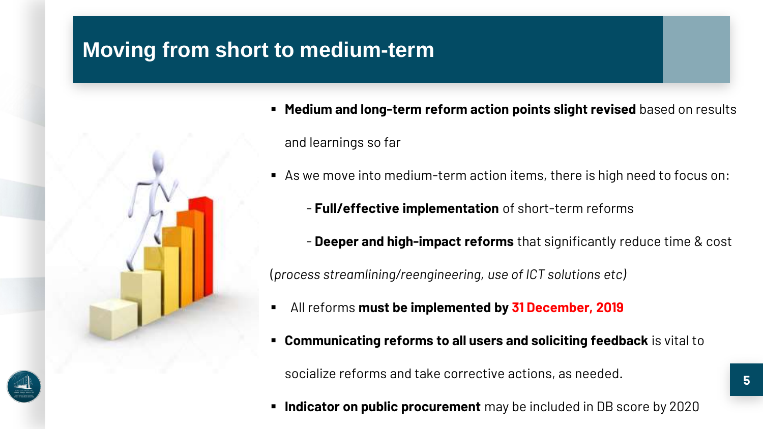# Moving from short to medium-term

- **Medium and long-term reform action points slight revised** based on results and learnings so far
- As we move into medium-term action items, there is high need to focus on:
  - **Full/effective implementation** of short-term reforms
  - **Deeper and high-impact reforms** that significantly reduce time & cost

(*process streamlining/reengineering, use of ICT solutions etc)*

- All reforms **must be implemented by 31 December, 2019**
- **Communicating reforms to all users and soliciting feedback** is vital to socialize reforms and take corrective actions, as needed.
- **Indicator on public procurement** may be included in DB score by 2020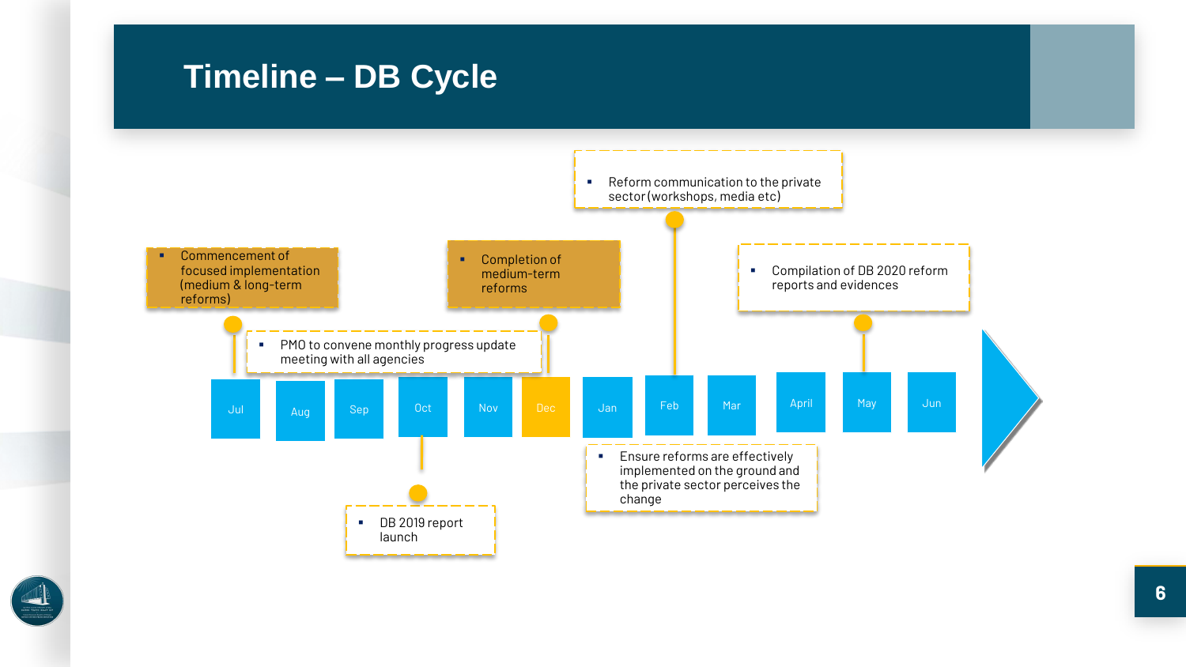# Timeline – DB Cycle

Jul | Aug | Sep | Oct | Nov | Dec | Jan | Feb | Mar | April | May | Jun

- Commencement of focused implementation (medium & long-term reforms)
- PMO to convene monthly progress update meeting with all agencies
- DB 2019 report launch
- Completion of medium-term reforms
- Reform communication to the private sector (workshops, media etc)
- Ensure reforms are effectively implemented on the ground and the private sector perceives the change
- Compilation of DB 2020 reform reports and evidences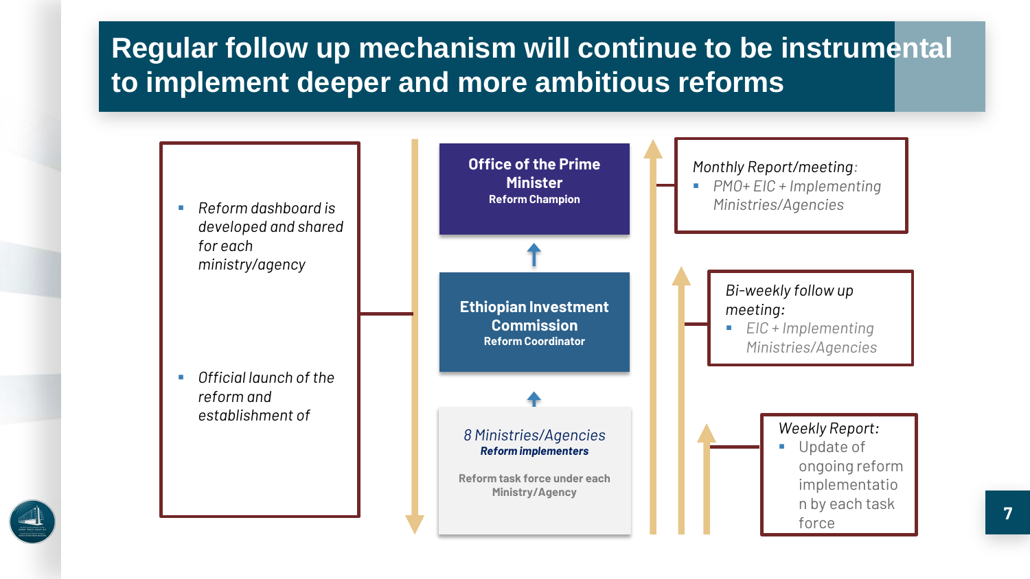# Regular follow up mechanism will continue to be instrumental to implement deeper and more ambitious reforms

- *Reform dashboard is developed and shared for each ministry/agency*
- *Official launch of the reform and establishment of*

**Office of the Prime Minister**
**Reform Champion**

**Ethiopian Investment Commission**
**Reform Coordinator**

*8 Ministries/Agencies*
***Reform implementers***

**Reform task force under each Ministry/Agency**

*Monthly Report/meeting:*

- *PMO+ EIC + Implementing Ministries/Agencies*

*Bi-weekly follow up meeting:*

- *EIC + Implementing Ministries/Agencies*

*Weekly Report:*

- Update of ongoing reform implementation by each task force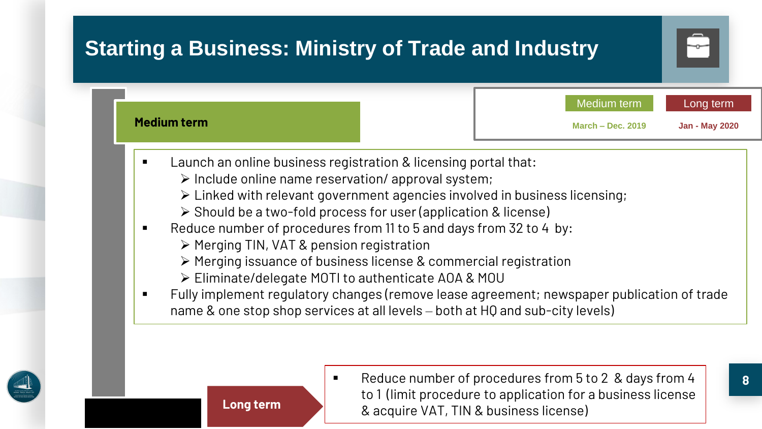# Starting a Business: Ministry of Trade and Industry

| Medium term | Long term |
| --- | --- |
| March – Dec. 2019 | Jan - May 2020 |

## Medium term

- Launch an online business registration & licensing portal that:
  - Include online name reservation/ approval system;
  - Linked with relevant government agencies involved in business licensing;
  - Should be a two-fold process for user (application & license)
- Reduce number of procedures from 11 to 5 and days from 32 to 4 by:
  - Merging TIN, VAT & pension registration
  - Merging issuance of business license & commercial registration
  - Eliminate/delegate MOTI to authenticate AOA & MOU
- Fully implement regulatory changes (remove lease agreement; newspaper publication of trade name & one stop shop services at all levels – both at HQ and sub-city levels)

## Long term

- Reduce number of procedures from 5 to 2 & days from 4 to 1 (limit procedure to application for a business license & acquire VAT, TIN & business license)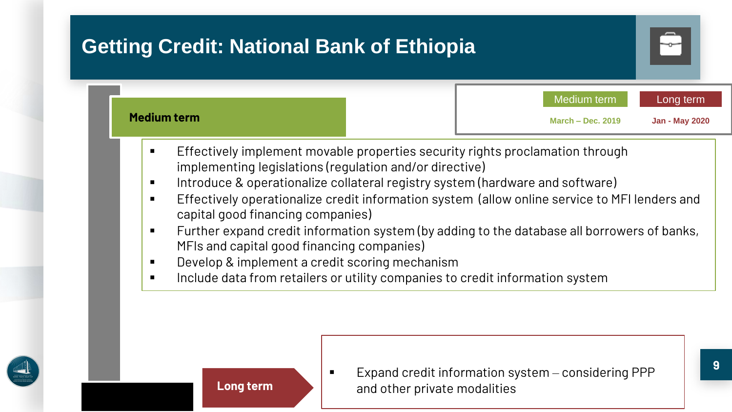# Getting Credit: National Bank of Ethiopia

| Medium term | Long term |
| --- | --- |
| March – Dec. 2019 | Jan - May 2020 |

## Medium term

- Effectively implement movable properties security rights proclamation through implementing legislations (regulation and/or directive)
- Introduce & operationalize collateral registry system (hardware and software)
- Effectively operationalize credit information system (allow online service to MFI lenders and capital good financing companies)
- Further expand credit information system (by adding to the database all borrowers of banks, MFIs and capital good financing companies)
- Develop & implement a credit scoring mechanism
- Include data from retailers or utility companies to credit information system

## Long term

- Expand credit information system – considering PPP and other private modalities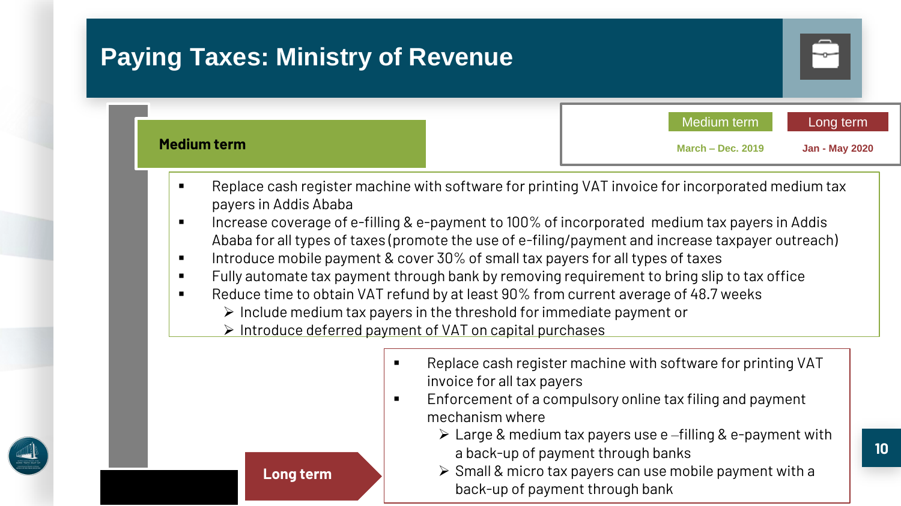# Paying Taxes: Ministry of Revenue

| Medium term | Long term |
| --- | --- |
| March – Dec. 2019 | Jan - May 2020 |

## Medium term

- Replace cash register machine with software for printing VAT invoice for incorporated medium tax payers in Addis Ababa
- Increase coverage of e-filling & e-payment to 100% of incorporated medium tax payers in Addis Ababa for all types of taxes (promote the use of e-filing/payment and increase taxpayer outreach)
- Introduce mobile payment & cover 30% of small tax payers for all types of taxes
- Fully automate tax payment through bank by removing requirement to bring slip to tax office
- Reduce time to obtain VAT refund by at least 90% from current average of 48.7 weeks
  - Include medium tax payers in the threshold for immediate payment or
  - Introduce deferred payment of VAT on capital purchases

## Long term

- Replace cash register machine with software for printing VAT invoice for all tax payers
- Enforcement of a compulsory online tax filing and payment mechanism where
  - Large & medium tax payers use e –filling & e-payment with a back-up of payment through banks
  - Small & micro tax payers can use mobile payment with a back-up of payment through bank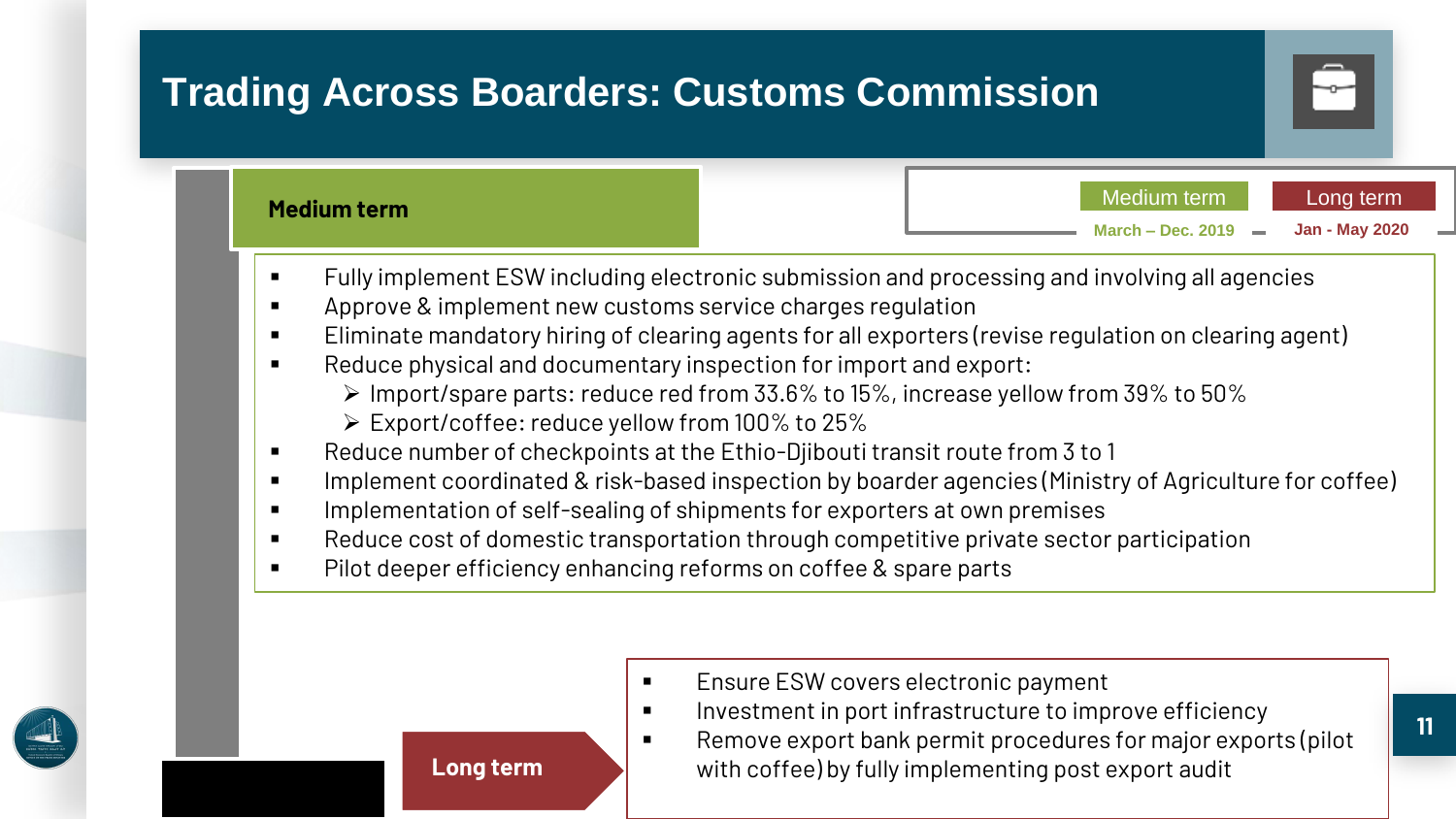# Trading Across Boarders: Customs Commission

Medium term: March – Dec. 2019

Long term: Jan - May 2020

## Medium term

- Fully implement ESW including electronic submission and processing and involving all agencies
- Approve & implement new customs service charges regulation
- Eliminate mandatory hiring of clearing agents for all exporters (revise regulation on clearing agent)
- Reduce physical and documentary inspection for import and export:
  - Import/spare parts: reduce red from 33.6% to 15%, increase yellow from 39% to 50%
  - Export/coffee: reduce yellow from 100% to 25%
- Reduce number of checkpoints at the Ethio-Djibouti transit route from 3 to 1
- Implement coordinated & risk-based inspection by boarder agencies (Ministry of Agriculture for coffee)
- Implementation of self-sealing of shipments for exporters at own premises
- Reduce cost of domestic transportation through competitive private sector participation
- Pilot deeper efficiency enhancing reforms on coffee & spare parts

## Long term

- Ensure ESW covers electronic payment
- Investment in port infrastructure to improve efficiency
- Remove export bank permit procedures for major exports (pilot with coffee) by fully implementing post export audit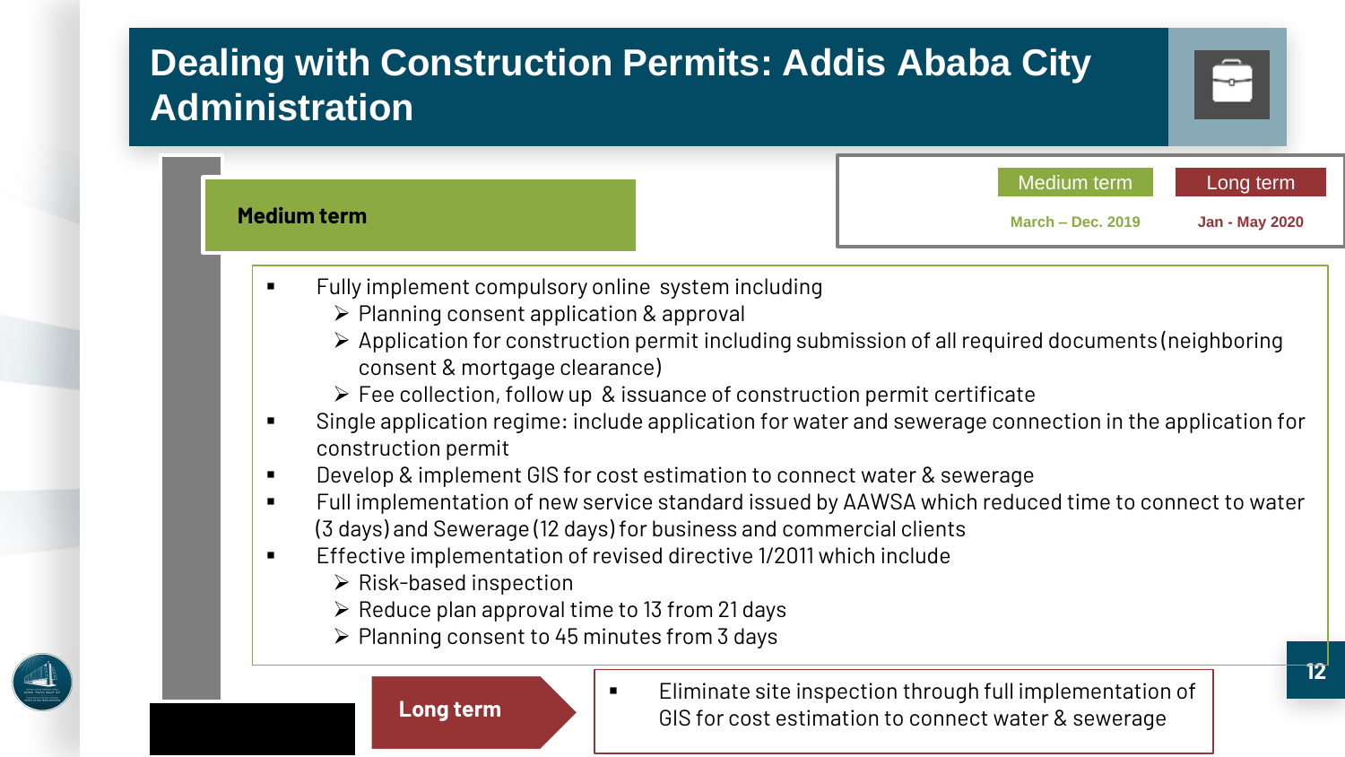# Dealing with Construction Permits: Addis Ababa City Administration

| Medium term | Long term |
| --- | --- |
| March – Dec. 2019 | Jan - May 2020 |

## Medium term

- Fully implement compulsory online system including
  - Planning consent application & approval
  - Application for construction permit including submission of all required documents (neighboring consent & mortgage clearance)
  - Fee collection, follow up & issuance of construction permit certificate
- Single application regime: include application for water and sewerage connection in the application for construction permit
- Develop & implement GIS for cost estimation to connect water & sewerage
- Full implementation of new service standard issued by AAWSA which reduced time to connect to water (3 days) and Sewerage (12 days) for business and commercial clients
- Effective implementation of revised directive 1/2011 which include
  - Risk-based inspection
  - Reduce plan approval time to 13 from 21 days
  - Planning consent to 45 minutes from 3 days

## Long term

- Eliminate site inspection through full implementation of GIS for cost estimation to connect water & sewerage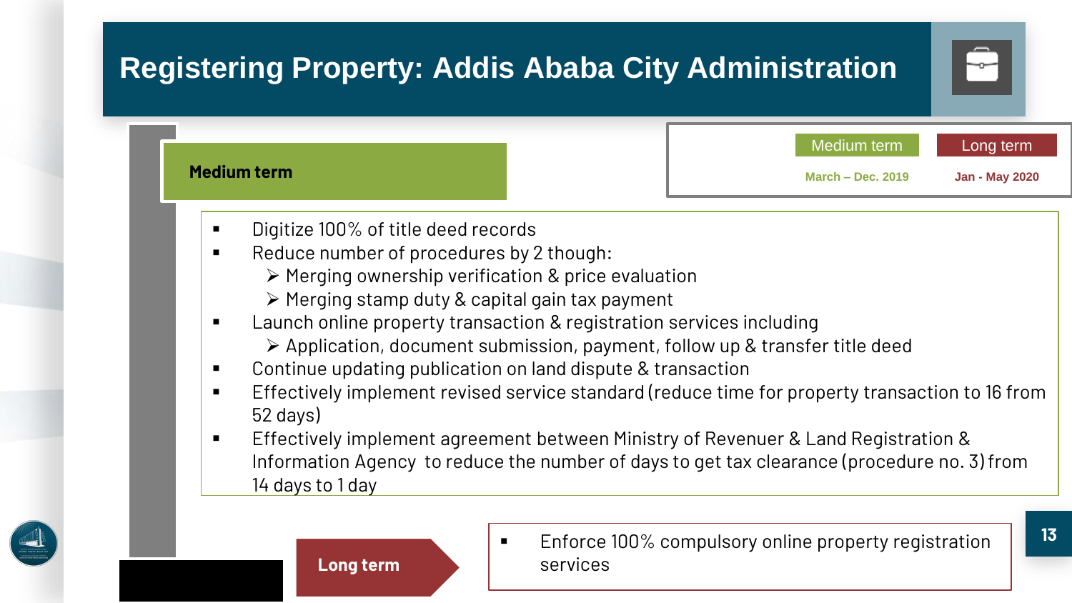# Registering Property: Addis Ababa City Administration

| Medium term | Long term |
| --- | --- |
| March – Dec. 2019 | Jan - May 2020 |

## Medium term

- Digitize 100% of title deed records
- Reduce number of procedures by 2 though:
  - Merging ownership verification & price evaluation
  - Merging stamp duty & capital gain tax payment
- Launch online property transaction & registration services including
  - Application, document submission, payment, follow up & transfer title deed
- Continue updating publication on land dispute & transaction
- Effectively implement revised service standard (reduce time for property transaction to 16 from 52 days)
- Effectively implement agreement between Ministry of Revenuer & Land Registration & Information Agency to reduce the number of days to get tax clearance (procedure no. 3) from 14 days to 1 day

## Long term

- Enforce 100% compulsory online property registration services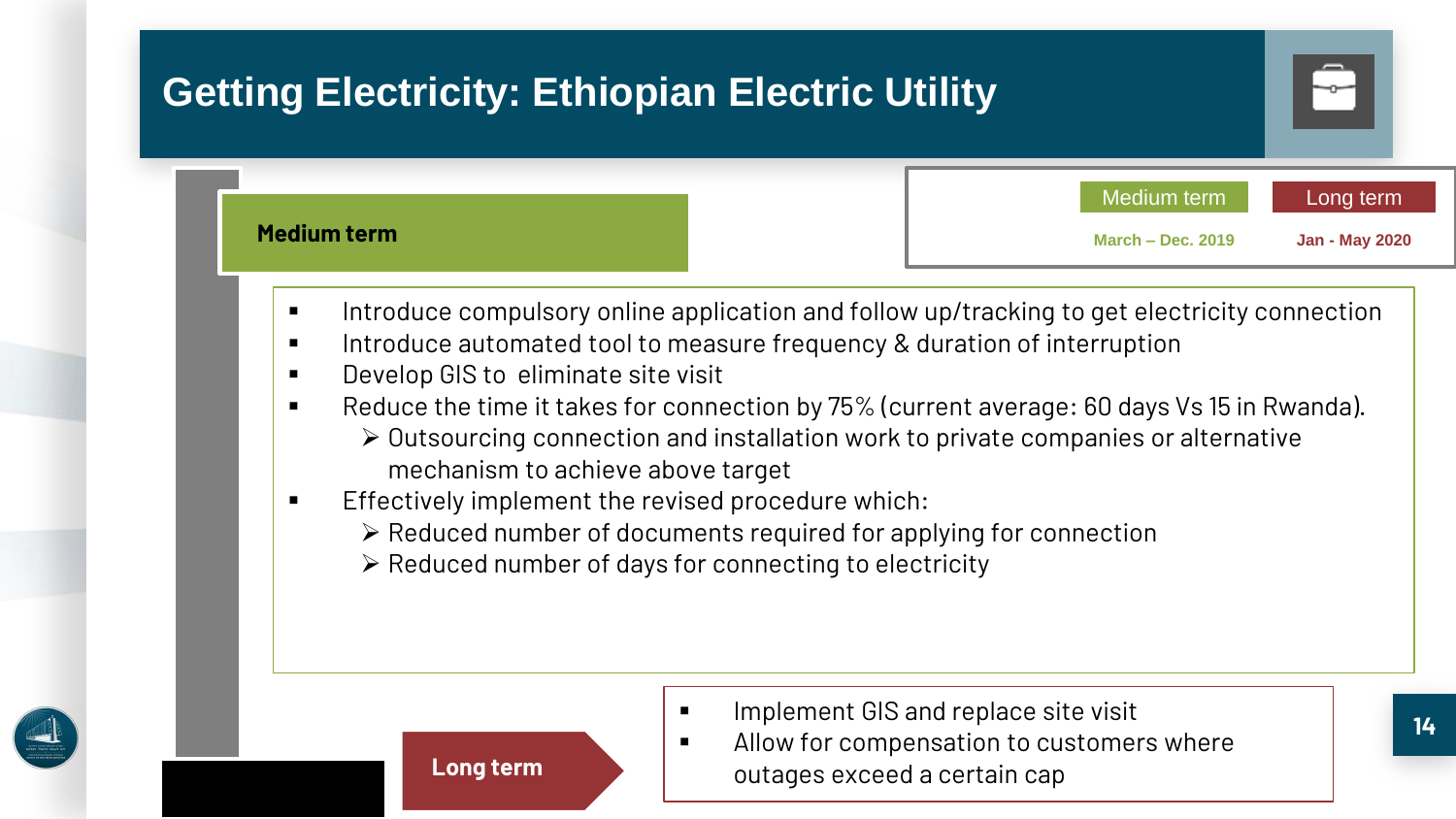# Getting Electricity: Ethiopian Electric Utility

| Medium term | Long term |
| --- | --- |
| March – Dec. 2019 | Jan - May 2020 |

## Medium term

- Introduce compulsory online application and follow up/tracking to get electricity connection
- Introduce automated tool to measure frequency & duration of interruption
- Develop GIS to eliminate site visit
- Reduce the time it takes for connection by 75% (current average: 60 days Vs 15 in Rwanda).
  - Outsourcing connection and installation work to private companies or alternative mechanism to achieve above target
- Effectively implement the revised procedure which:
  - Reduced number of documents required for applying for connection
  - Reduced number of days for connecting to electricity

## Long term

- Implement GIS and replace site visit
- Allow for compensation to customers where outages exceed a certain cap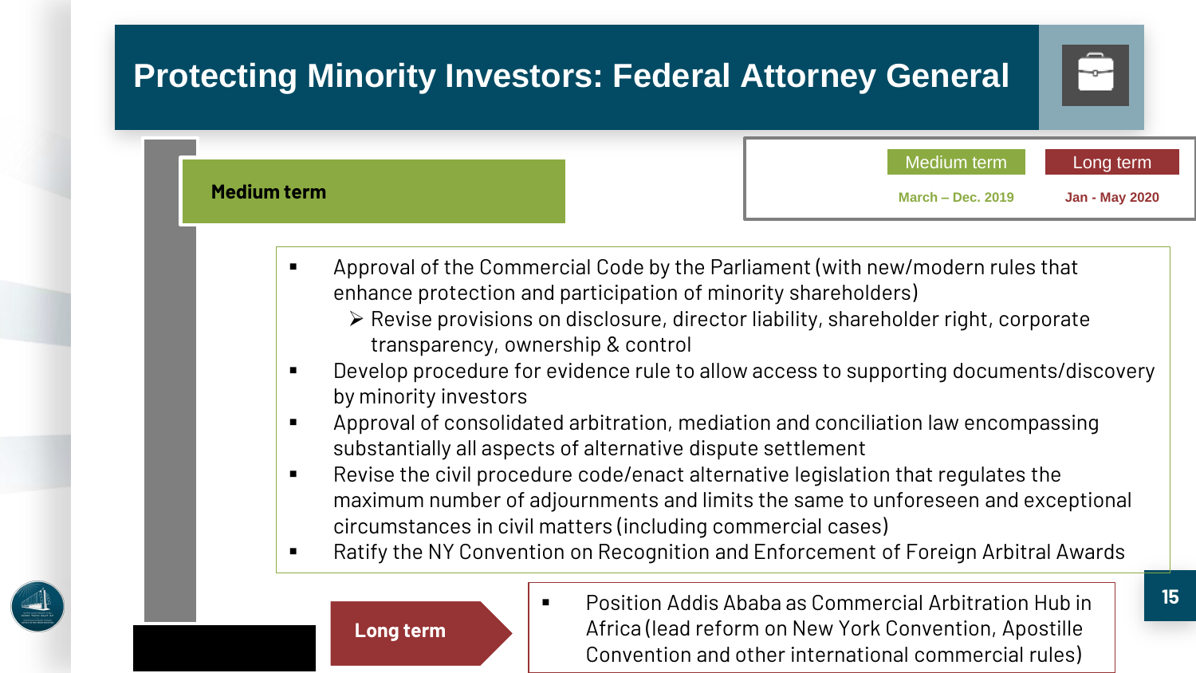# Protecting Minority Investors: Federal Attorney General

| Medium term | Long term |
| --- | --- |
| March – Dec. 2019 | Jan - May 2020 |

## Medium term

- Approval of the Commercial Code by the Parliament (with new/modern rules that enhance protection and participation of minority shareholders)
  - Revise provisions on disclosure, director liability, shareholder right, corporate transparency, ownership & control
- Develop procedure for evidence rule to allow access to supporting documents/discovery by minority investors
- Approval of consolidated arbitration, mediation and conciliation law encompassing substantially all aspects of alternative dispute settlement
- Revise the civil procedure code/enact alternative legislation that regulates the maximum number of adjournments and limits the same to unforeseen and exceptional circumstances in civil matters (including commercial cases)
- Ratify the NY Convention on Recognition and Enforcement of Foreign Arbitral Awards

## Long term

- Position Addis Ababa as Commercial Arbitration Hub in Africa (lead reform on New York Convention, Apostille Convention and other international commercial rules)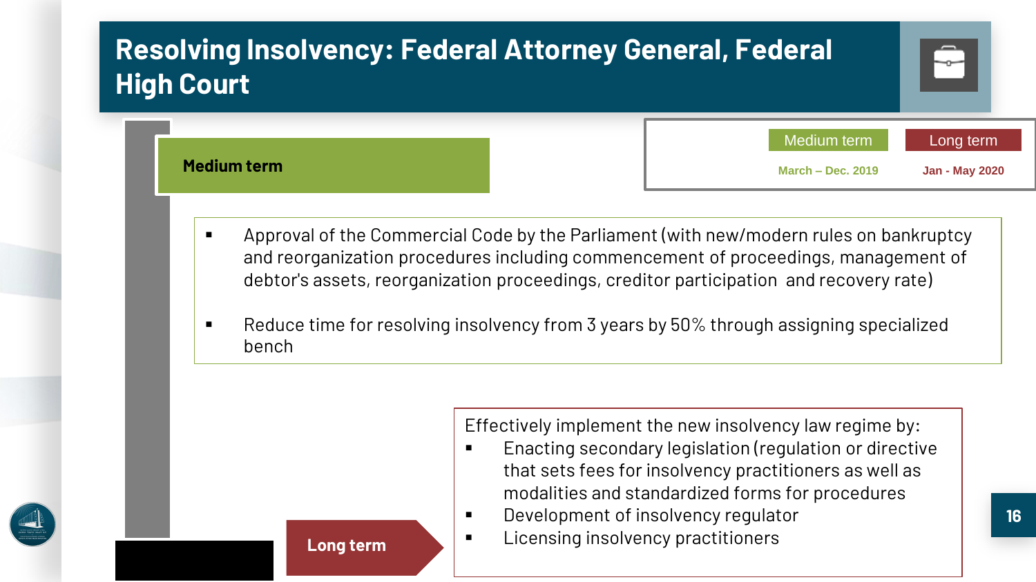# Resolving Insolvency: Federal Attorney General, Federal High Court

| Medium term | Long term |
| --- | --- |
| March – Dec. 2019 | Jan - May 2020 |

**Medium term**

- Approval of the Commercial Code by the Parliament (with new/modern rules on bankruptcy and reorganization procedures including commencement of proceedings, management of debtor's assets, reorganization proceedings, creditor participation and recovery rate)
- Reduce time for resolving insolvency from 3 years by 50% through assigning specialized bench

**Long term**

Effectively implement the new insolvency law regime by:

- Enacting secondary legislation (regulation or directive that sets fees for insolvency practitioners as well as modalities and standardized forms for procedures
- Development of insolvency regulator
- Licensing insolvency practitioners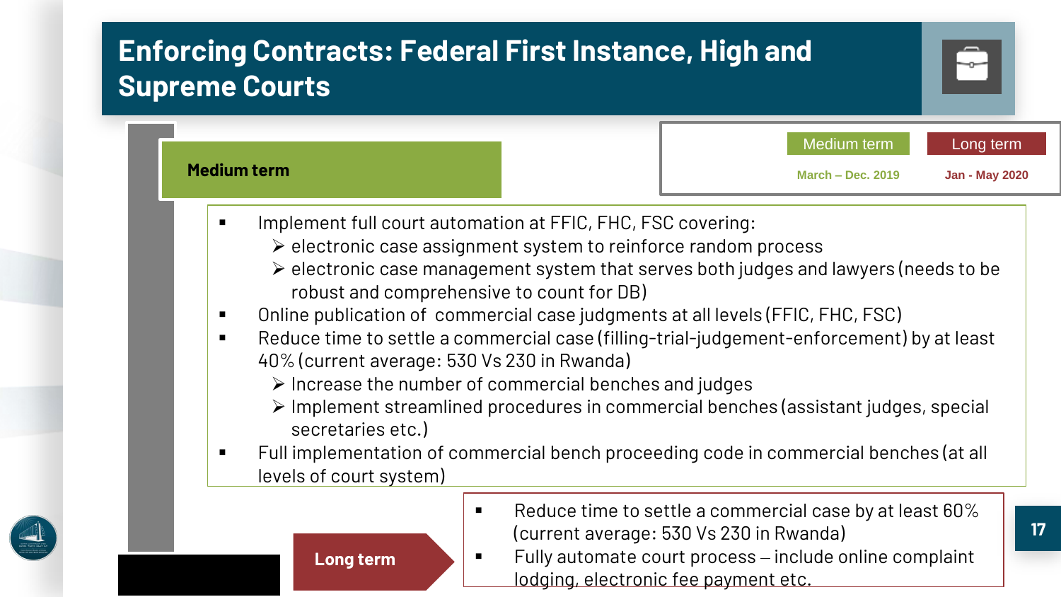# Enforcing Contracts: Federal First Instance, High and Supreme Courts

| Medium term | Long term |
| --- | --- |
| March – Dec. 2019 | Jan - May 2020 |

## Medium term

- Implement full court automation at FFIC, FHC, FSC covering:
  - electronic case assignment system to reinforce random process
  - electronic case management system that serves both judges and lawyers (needs to be robust and comprehensive to count for DB)
- Online publication of commercial case judgments at all levels (FFIC, FHC, FSC)
- Reduce time to settle a commercial case (filling-trial-judgement-enforcement) by at least 40% (current average: 530 Vs 230 in Rwanda)
  - Increase the number of commercial benches and judges
  - Implement streamlined procedures in commercial benches (assistant judges, special secretaries etc.)
- Full implementation of commercial bench proceeding code in commercial benches (at all levels of court system)

## Long term

- Reduce time to settle a commercial case by at least 60% (current average: 530 Vs 230 in Rwanda)
- Fully automate court process – include online complaint lodging, electronic fee payment etc.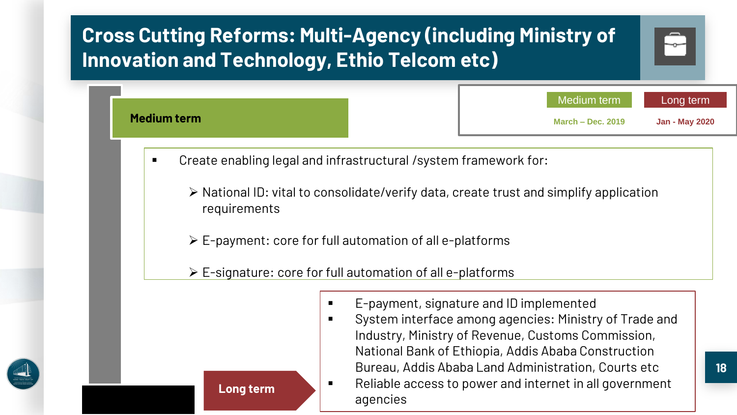# Cross Cutting Reforms: Multi-Agency (including Ministry of Innovation and Technology, Ethio Telcom etc)

| Medium term | Long term |
| --- | --- |
| March – Dec. 2019 | Jan - May 2020 |

**Medium term**

- Create enabling legal and infrastructural /system framework for:
  - National ID: vital to consolidate/verify data, create trust and simplify application requirements
  - E-payment: core for full automation of all e-platforms
  - E-signature: core for full automation of all e-platforms

**Long term**

- E-payment, signature and ID implemented
- System interface among agencies: Ministry of Trade and Industry, Ministry of Revenue, Customs Commission, National Bank of Ethiopia, Addis Ababa Construction Bureau, Addis Ababa Land Administration, Courts etc
- Reliable access to power and internet in all government agencies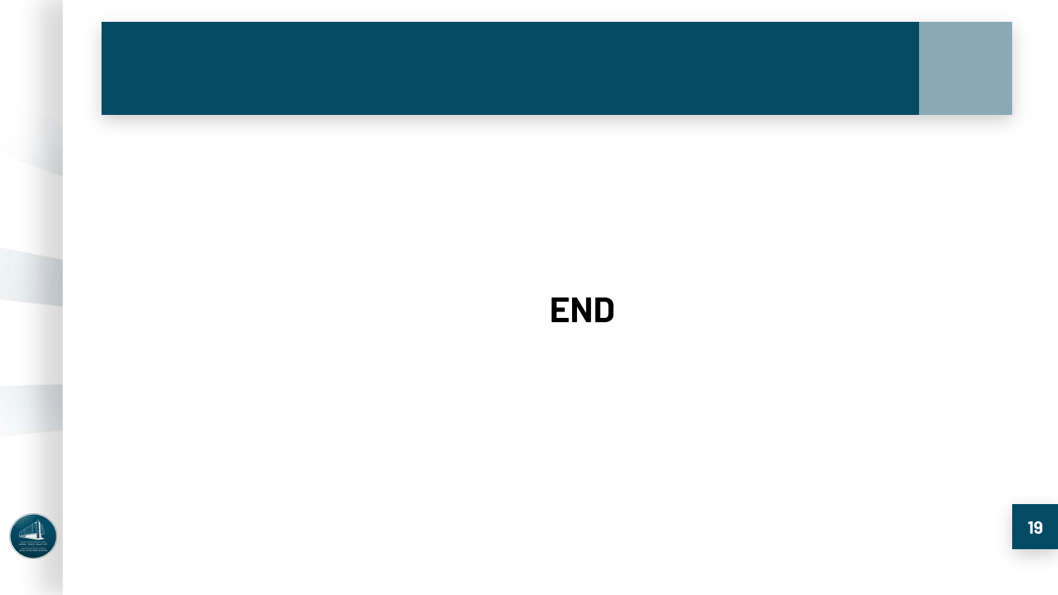**END**